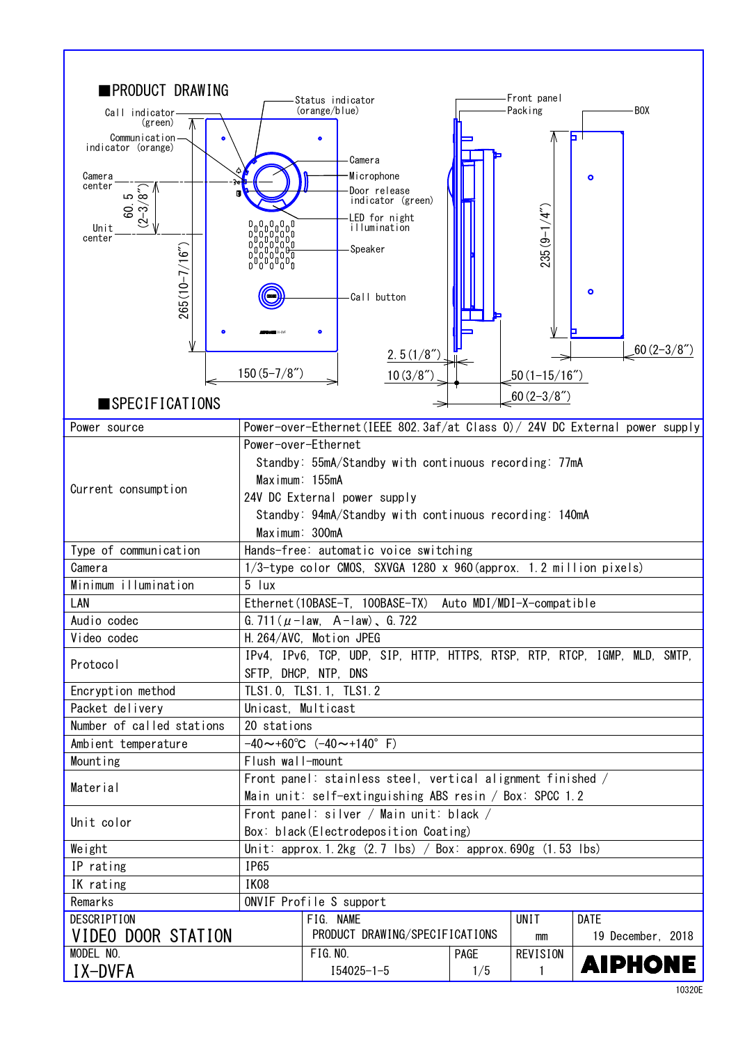## ■PRODUCT DRAWING

Call indicator (green)
Communication indicator (orange)
Camera center
Unit center
Status indicator (orange/blue)
Camera
Microphone
Door release indicator (green)
LED for night illumination
Speaker
Call button
Front panel
Packing
BOX

60.5 (2-3/8″)
265 (10-7/16″)
150 (5-7/8″)
2.5 (1/8″)
10 (3/8″)
50 (1-15/16″)
60 (2-3/8″)
235 (9-1/4″)
60 (2-3/8″)

## ■SPECIFICATIONS

| | |
|---|---|
| Power source | Power-over-Ethernet (IEEE 802.3af/at Class 0) / 24V DC External power supply |
| Current consumption | Power-over-Ethernet<br>Standby: 55mA/Standby with continuous recording: 77mA<br>Maximum: 155mA<br>24V DC External power supply<br>Standby: 94mA/Standby with continuous recording: 140mA<br>Maximum: 300mA |
| Type of communication | Hands-free: automatic voice switching |
| Camera | 1/3-type color CMOS, SXVGA 1280 x 960 (approx. 1.2 million pixels) |
| Minimum illumination | 5 lux |
| LAN | Ethernet (10BASE-T, 100BASE-TX) Auto MDI/MDI-X-compatible |
| Audio codec | G.711 (μ-law, A-law), G.722 |
| Video codec | H.264/AVC, Motion JPEG |
| Protocol | IPv4, IPv6, TCP, UDP, SIP, HTTP, HTTPS, RTSP, RTP, RTCP, IGMP, MLD, SMTP, SFTP, DHCP, NTP, DNS |
| Encryption method | TLS1.0, TLS1.1, TLS1.2 |
| Packet delivery | Unicast, Multicast |
| Number of called stations | 20 stations |
| Ambient temperature | -40～+60℃ (-40～+140° F) |
| Mounting | Flush wall-mount |
| Material | Front panel: stainless steel, vertical alignment finished /<br>Main unit: self-extinguishing ABS resin / Box: SPCC 1.2 |
| Unit color | Front panel: silver / Main unit: black /<br>Box: black (Electrodeposition Coating) |
| Weight | Unit: approx.1.2kg (2.7 lbs) / Box: approx.690g (1.53 lbs) |
| IP rating | IP65 |
| IK rating | IK08 |
| Remarks | ONVIF Profile S support |

| DESCRIPTION | FIG. NAME | | UNIT | DATE |
|---|---|---|---|---|
| VIDEO DOOR STATION | PRODUCT DRAWING/SPECIFICATIONS | | mm | 19 December, 2018 |
| MODEL NO. | FIG. NO. | PAGE | REVISION | |
| IX-DVFA | I54025-1-5 | 1/5 | 1 | AIPHONE |

10320E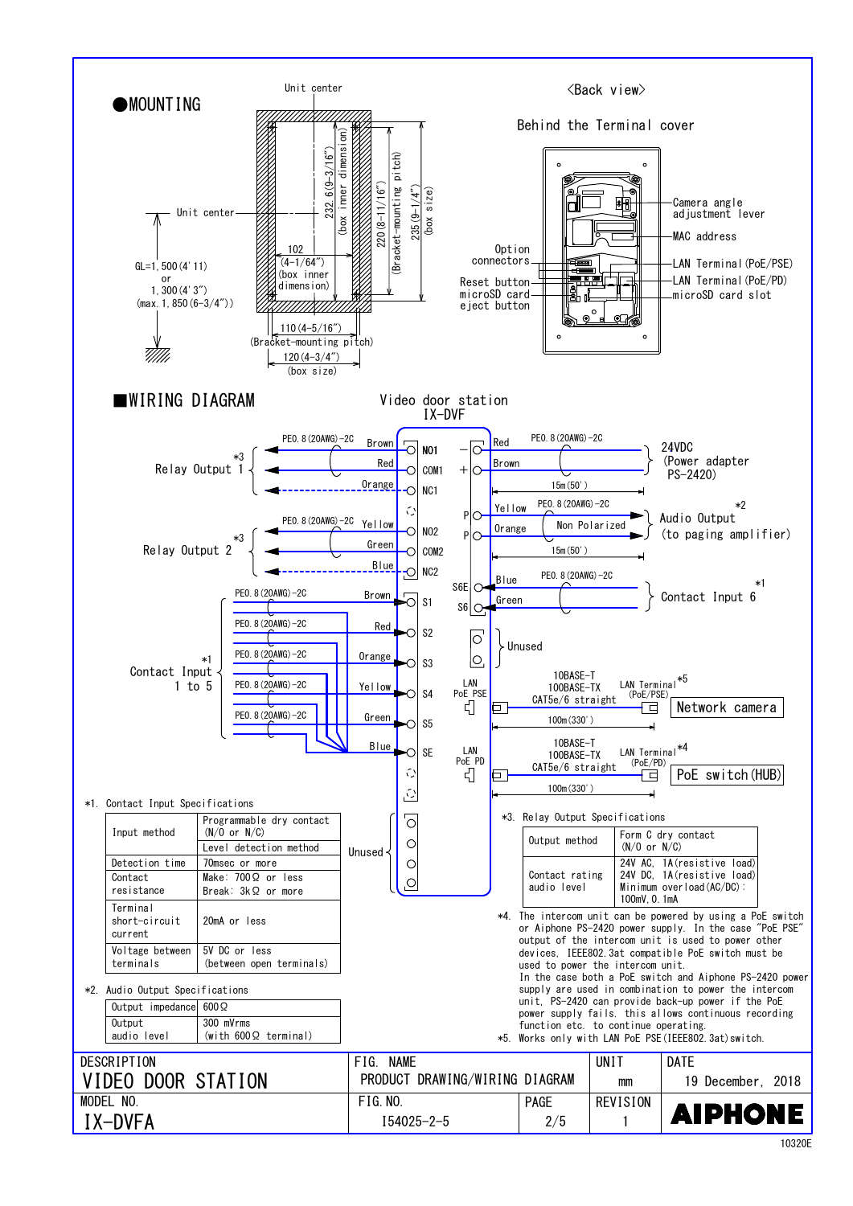## ●MOUNTING

Unit center

Unit center

GL=1,500 (4' 11) or 1,300 (4' 3") (max. 1,850 (6-3/4"))

232.6 (9-3/16") (box inner dimension)

220 (8-11/16") (Bracket-mounting pitch)

235 (9-1/4") (box size)

102 (4-1/64") (box inner dimension)

110 (4-5/16") (Bracket-mounting pitch)

120 (4-3/4") (box size)

<Back view>

Behind the Terminal cover

- Camera angle adjustment lever
- MAC address
- LAN Terminal (PoE/PSE)
- LAN Terminal (PoE/PD)
- microSD card slot
- Option connectors
- Reset button
- microSD card eject button

## ■WIRING DIAGRAM

Video door station IX-DVF

| Connection | Wire | Color | Terminal |
|---|---|---|---|
| Relay Output 1 *3 | PE0.8 (20AWG)-2C | Brown | NO1 |
| | | Red | COM1 |
| | | Orange | NC1 |
| Relay Output 2 *3 | PE0.8 (20AWG)-2C | Yellow | NO2 |
| | | Green | COM2 |
| | | Blue | NC2 |
| Contact Input 1 to 5 *1 | PE0.8 (20AWG)-2C | Brown | S1 |
| | PE0.8 (20AWG)-2C | Red | S2 |
| | PE0.8 (20AWG)-2C | Orange | S3 |
| | PE0.8 (20AWG)-2C | Yellow | S4 |
| | PE0.8 (20AWG)-2C | Green | S5 |
| | | Blue | SE |
| Unused | | | |

| Terminal | Color | Wire | Connection |
|---|---|---|---|
| − | Red | PE0.8 (20AWG)-2C, 15m (50') | 24VDC (Power adapter PS-2420) |
| + | Brown | | |
| P | Yellow | PE0.8 (20AWG)-2C, Non Polarized, 15m (50') | Audio Output *2 (to paging amplifier) |
| P | Orange | | |
| S6E | Blue | PE0.8 (20AWG)-2C | Contact Input 6 *1 |
| S6 | Green | | |
| Unused | | | |
| LAN PoE PSE | 10BASE-T, 100BASE-TX, CAT5e/6 straight, 100m (330') | LAN Terminal (PoE/PSE) *5 | Network camera |
| LAN PoE PD | 10BASE-T, 100BASE-TX, CAT5e/6 straight, 100m (330') | LAN Terminal (PoE/PD) *4 | PoE switch (HUB) |

*1. Contact Input Specifications

| | |
|---|---|
| Input method | Programmable dry contact (N/O or N/C) |
| | Level detection method |
| Detection time | 70msec or more |
| Contact resistance | Make: 700Ω or less<br>Break: 3kΩ or more |
| Terminal short-circuit current | 20mA or less |
| Voltage between terminals | 5V DC or less (between open terminals) |

*2. Audio Output Specifications

| | |
|---|---|
| Output impedance | 600Ω |
| Output audio level | 300 mVrms (with 600Ω terminal) |

*3. Relay Output Specifications

| | |
|---|---|
| Output method | Form C dry contact (N/O or N/C) |
| Contact rating audio level | 24V AC, 1A (resistive load)<br>24V DC, 1A (resistive load)<br>Minimum overload (AC/DC): 100mV, 0.1mA |

*4. The intercom unit can be powered by using a PoE switch or Aiphone PS-2420 power supply. In the case "PoE PSE" output of the intercom unit is used to power other devices, IEEE802.3at compatible PoE switch must be used to power the intercom unit.
In the case both a PoE switch and Aiphone PS-2420 power supply are used in combination to power the intercom unit, PS-2420 can provide back-up power if the PoE power supply fails. this allows continuous recording function etc. to continue operating.

*5. Works only with LAN PoE PSE (IEEE802.3at) switch.

| DESCRIPTION | FIG. NAME | UNIT | DATE |
|---|---|---|---|
| VIDEO DOOR STATION | PRODUCT DRAWING/WIRING DIAGRAM | mm | 19 December, 2018 |
| **MODEL NO.** | **FIG. NO.** | **PAGE** | **REVISION** |
| IX-DVFA | I54025-2-5 | 2/5 | 1 |

AIPHONE

10320E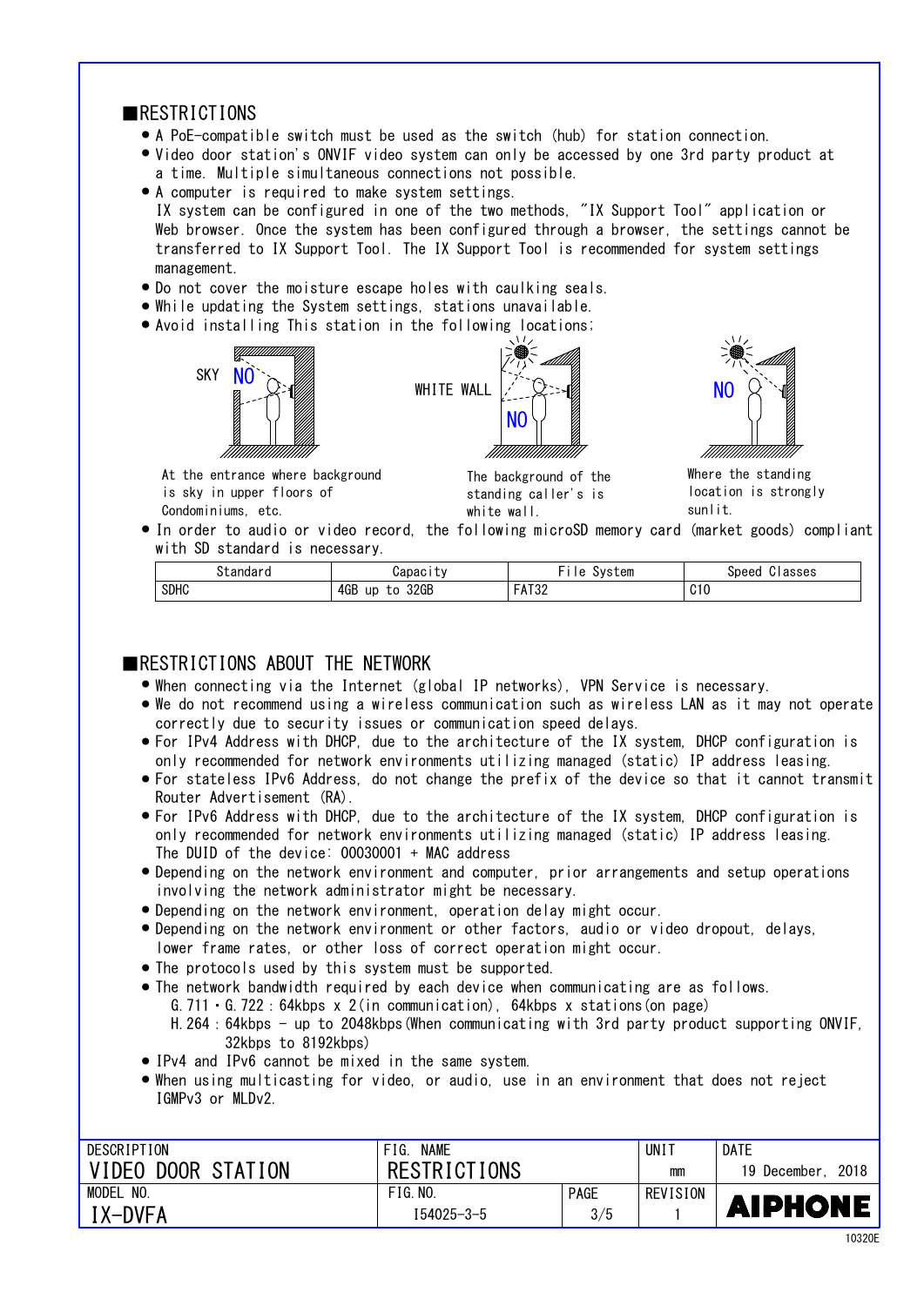## ■RESTRICTIONS

- A PoE-compatible switch must be used as the switch (hub) for station connection.
- Video door station's ONVIF video system can only be accessed by one 3rd party product at a time. Multiple simultaneous connections not possible.
- A computer is required to make system settings.
  IX system can be configured in one of the two methods, "IX Support Tool" application or Web browser. Once the system has been configured through a browser, the settings cannot be transferred to IX Support Tool. The IX Support Tool is recommended for system settings management.
- Do not cover the moisture escape holes with caulking seals.
- While updating the System settings, stations unavailable.
- Avoid installing This station in the following locations;

SKY NO

At the entrance where background is sky in upper floors of Condominiums, etc.

WHITE WALL NO

The background of the standing caller's is white wall.

NO

Where the standing location is strongly sunlit.

- In order to audio or video record, the following microSD memory card (market goods) compliant with SD standard is necessary.

| Standard | Capacity | File System | Speed Classes |
|---|---|---|---|
| SDHC | 4GB up to 32GB | FAT32 | C10 |

## ■RESTRICTIONS ABOUT THE NETWORK

- When connecting via the Internet (global IP networks), VPN Service is necessary.
- We do not recommend using a wireless communication such as wireless LAN as it may not operate correctly due to security issues or communication speed delays.
- For IPv4 Address with DHCP, due to the architecture of the IX system, DHCP configuration is only recommended for network environments utilizing managed (static) IP address leasing.
- For stateless IPv6 Address, do not change the prefix of the device so that it cannot transmit Router Advertisement (RA).
- For IPv6 Address with DHCP, due to the architecture of the IX system, DHCP configuration is only recommended for network environments utilizing managed (static) IP address leasing.
  The DUID of the device: 00030001 + MAC address
- Depending on the network environment and computer, prior arrangements and setup operations involving the network administrator might be necessary.
- Depending on the network environment, operation delay might occur.
- Depending on the network environment or other factors, audio or video dropout, delays, lower frame rates, or other loss of correct operation might occur.
- The protocols used by this system must be supported.
- The network bandwidth required by each device when communicating are as follows.
  G.711・G.722 : 64kbps x 2(in communication), 64kbps x stations(on page)
  H.264 : 64kbps - up to 2048kbps(When communicating with 3rd party product supporting ONVIF, 32kbps to 8192kbps)
- IPv4 and IPv6 cannot be mixed in the same system.
- When using multicasting for video, or audio, use in an environment that does not reject IGMPv3 or MLDv2.

| DESCRIPTION | FIG. NAME | | UNIT | DATE |
|---|---|---|---|---|
| VIDEO DOOR STATION | RESTRICTIONS | | mm | 19 December, 2018 |
| MODEL NO. | FIG.NO. | PAGE | REVISION | |
| IX-DVFA | I54025-3-5 | 3/5 | 1 | AIPHONE |

10320E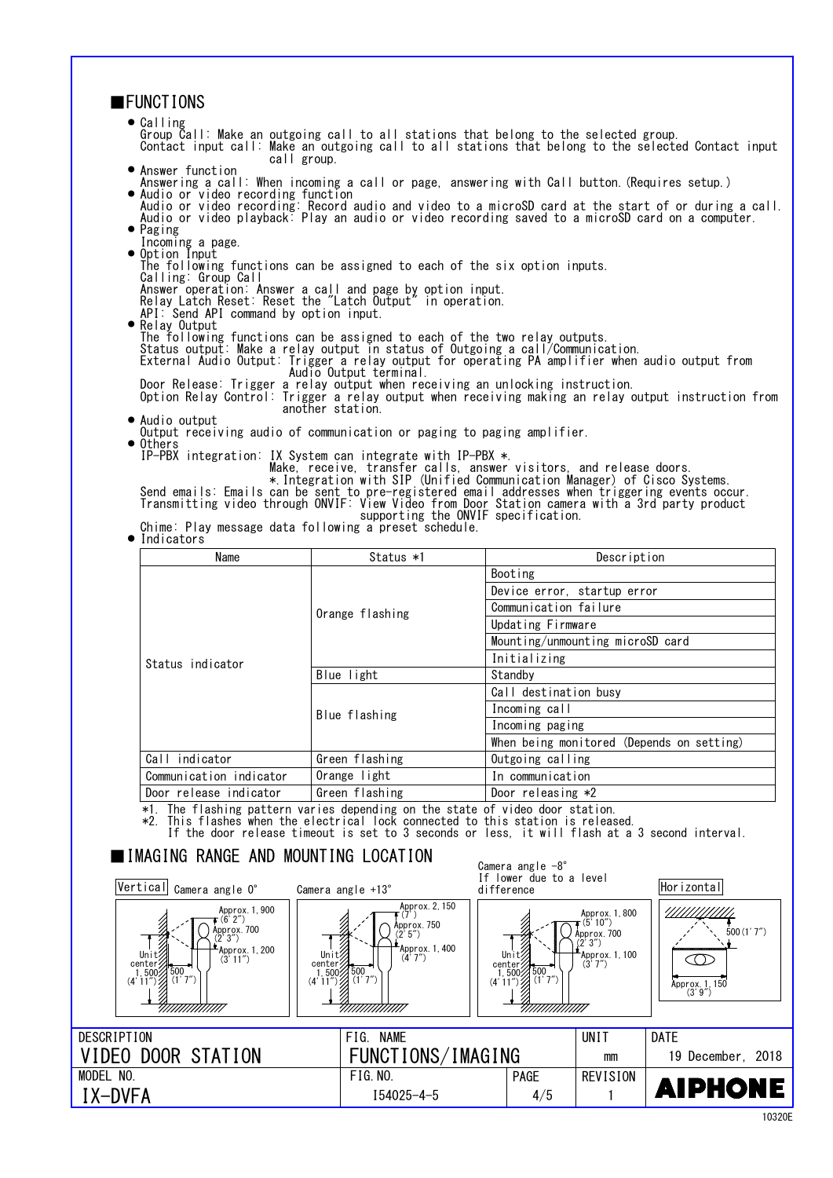## FUNCTIONS

- Calling
  Group Call: Make an outgoing call to all stations that belong to the selected group.
  Contact input call: Make an outgoing call to all stations that belong to the selected Contact input call group.
- Answer function
  Answering a call: When incoming a call or page, answering with Call button.(Requires setup.)
- Audio or video recording function
  Audio or video recording: Record audio and video to a microSD card at the start of or during a call.
  Audio or video playback: Play an audio or video recording saved to a microSD card on a computer.
- Paging
  Incoming a page.
- Option Input
  The following functions can be assigned to each of the six option inputs.
  Calling: Group Call
  Answer operation: Answer a call and page by option input.
  Relay Latch Reset: Reset the "Latch Output" in operation.
  API: Send API command by option input.
- Relay Output
  The following functions can be assigned to each of the two relay outputs.
  Status output: Make a relay output in status of Outgoing a call/Communication.
  External Audio Output: Trigger a relay output for operating PA amplifier when audio output from Audio Output terminal.
  Door Release: Trigger a relay output when receiving an unlocking instruction.
  Option Relay Control: Trigger a relay output when receiving making an relay output instruction from another station.
- Audio output
  Output receiving audio of communication or paging to paging amplifier.
- Others
  IP-PBX integration: IX System can integrate with IP-PBX *.
  Make, receive, transfer calls, answer visitors, and release doors.
  *.Integration with SIP (Unified Communication Manager) of Cisco Systems.
  Send emails: Emails can be sent to pre-registered email addresses when triggering events occur.
  Transmitting video through ONVIF: View Video from Door Station camera with a 3rd party product supporting the ONVIF specification.
  Chime: Play message data following a preset schedule.
- Indicators

| Name | Status *1 | Description |
|---|---|---|
| Status indicator | Orange flashing | Booting |
| | | Device error, startup error |
| | | Communication failure |
| | | Updating Firmware |
| | | Mounting/unmounting microSD card |
| | | Initializing |
| | Blue light | Standby |
| | Blue flashing | Call destination busy |
| | | Incoming call |
| | | Incoming paging |
| | | When being monitored (Depends on setting) |
| Call indicator | Green flashing | Outgoing calling |
| Communication indicator | Orange light | In communication |
| Door release indicator | Green flashing | Door releasing *2 |

*1. The flashing pattern varies depending on the state of video door station.
*2. This flashes when the electrical lock connected to this station is released.
If the door release timeout is set to 3 seconds or less, it will flash at a 3 second interval.

## IMAGING RANGE AND MOUNTING LOCATION

Vertical — Camera angle 0°: Approx. 1,900 (6'2"), Approx. 700 (2'3"), Approx. 1,200 (3'11"), Unit center 1,500 (4'11"), 500 (1'7")

Camera angle +13°: Approx. 2,150 (7'), Approx. 750 (2'5"), Approx. 1,400 (4'7"), Unit center 1,500 (4'11"), 500 (1'7")

Camera angle -8° (If lower due to a level difference): Approx. 1,800 (5'10"), Approx. 700 (2'3"), Approx. 1,100 (3'7"), Unit center 1,500 (4'11"), 500 (1'7")

Horizontal: 500 (1'7"), Approx. 1,150 (3'9")

| DESCRIPTION | FIG. NAME | UNIT | DATE |
|---|---|---|---|
| VIDEO DOOR STATION | FUNCTIONS/IMAGING | mm | 19 December, 2018 |
| MODEL NO. | FIG. NO. | PAGE | REVISION |
| IX-DVFA | I54025-4-5 | 4/5 | 1 |

AIPHONE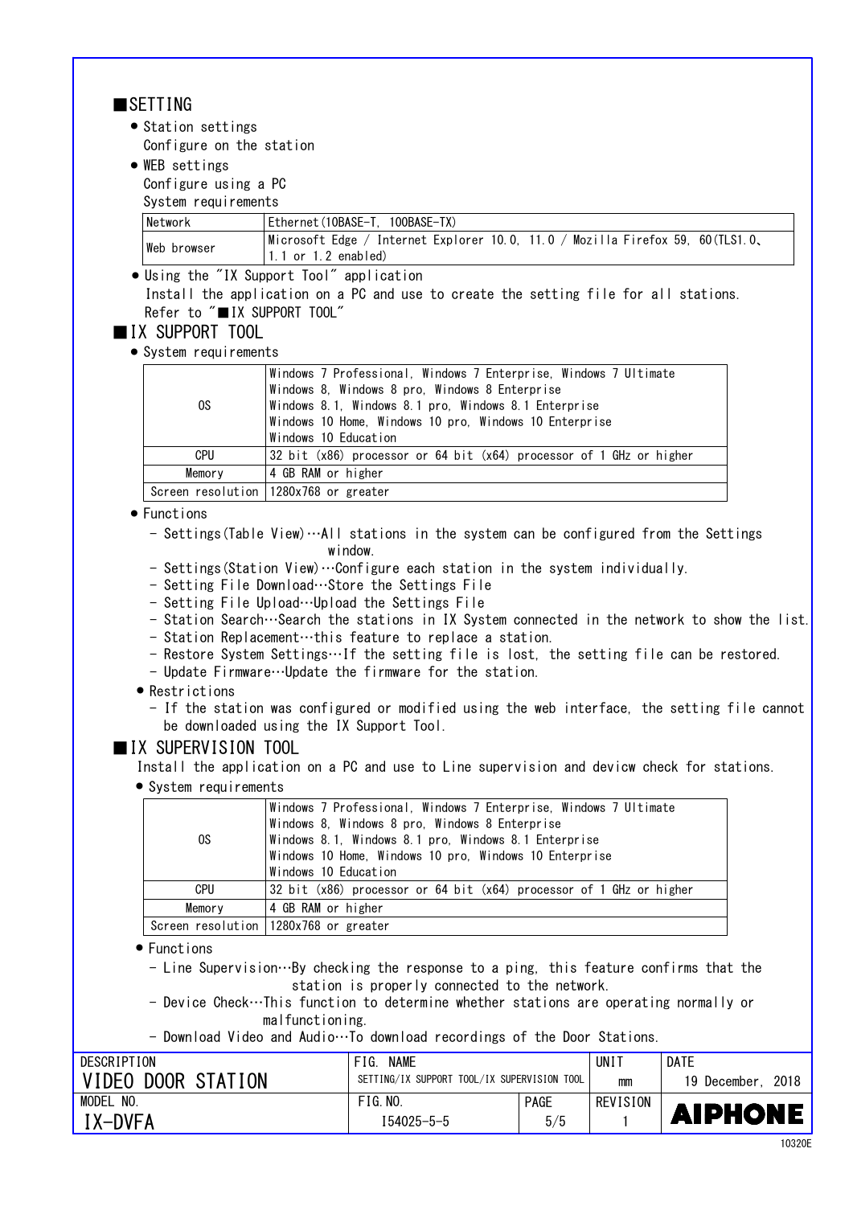## ■SETTING

- Station settings
  Configure on the station
- WEB settings
  Configure using a PC
  System requirements

| | |
|---|---|
| Network | Ethernet(10BASE-T, 100BASE-TX) |
| Web browser | Microsoft Edge / Internet Explorer 10.0, 11.0 / Mozilla Firefox 59, 60(TLS1.0、1.1 or 1.2 enabled) |

- Using the "IX Support Tool" application
  Install the application on a PC and use to create the setting file for all stations.
  Refer to "■IX SUPPORT TOOL"

## ■IX SUPPORT TOOL

- System requirements

| | |
|---|---|
| OS | Windows 7 Professional, Windows 7 Enterprise, Windows 7 Ultimate<br>Windows 8, Windows 8 pro, Windows 8 Enterprise<br>Windows 8.1, Windows 8.1 pro, Windows 8.1 Enterprise<br>Windows 10 Home, Windows 10 pro, Windows 10 Enterprise<br>Windows 10 Education |
| CPU | 32 bit (x86) processor or 64 bit (x64) processor of 1 GHz or higher |
| Memory | 4 GB RAM or higher |
| Screen resolution | 1280x768 or greater |

- Functions
  - Settings(Table View)…All stations in the system can be configured from the Settings window.
  - Settings(Station View)…Configure each station in the system individually.
  - Setting File Download…Store the Settings File
  - Setting File Upload…Upload the Settings File
  - Station Search…Search the stations in IX System connected in the network to show the list.
  - Station Replacement…this feature to replace a station.
  - Restore System Settings…If the setting file is lost, the setting file can be restored.
  - Update Firmware…Update the firmware for the station.
- Restrictions
  - If the station was configured or modified using the web interface, the setting file cannot be downloaded using the IX Support Tool.

## ■IX SUPERVISION TOOL

Install the application on a PC and use to Line supervision and devicw check for stations.

- System requirements

| | |
|---|---|
| OS | Windows 7 Professional, Windows 7 Enterprise, Windows 7 Ultimate<br>Windows 8, Windows 8 pro, Windows 8 Enterprise<br>Windows 8.1, Windows 8.1 pro, Windows 8.1 Enterprise<br>Windows 10 Home, Windows 10 pro, Windows 10 Enterprise<br>Windows 10 Education |
| CPU | 32 bit (x86) processor or 64 bit (x64) processor of 1 GHz or higher |
| Memory | 4 GB RAM or higher |
| Screen resolution | 1280x768 or greater |

- Functions
  - Line Supervision…By checking the response to a ping, this feature confirms that the station is properly connected to the network.
  - Device Check…This function to determine whether stations are operating normally or malfunctioning.
  - Download Video and Audio…To download recordings of the Door Stations.

| | | | | |
|---|---|---|---|---|
| DESCRIPTION<br>VIDEO DOOR STATION | FIG. NAME<br>SETTING/IX SUPPORT TOOL/IX SUPERVISION TOOL | | UNIT<br>mm | DATE<br>19 December, 2018 |
| MODEL NO.<br>IX-DVFA | FIG.NO.<br>I54025-5-5 | PAGE<br>5/5 | REVISION<br>1 | AIPHONE |

10320E